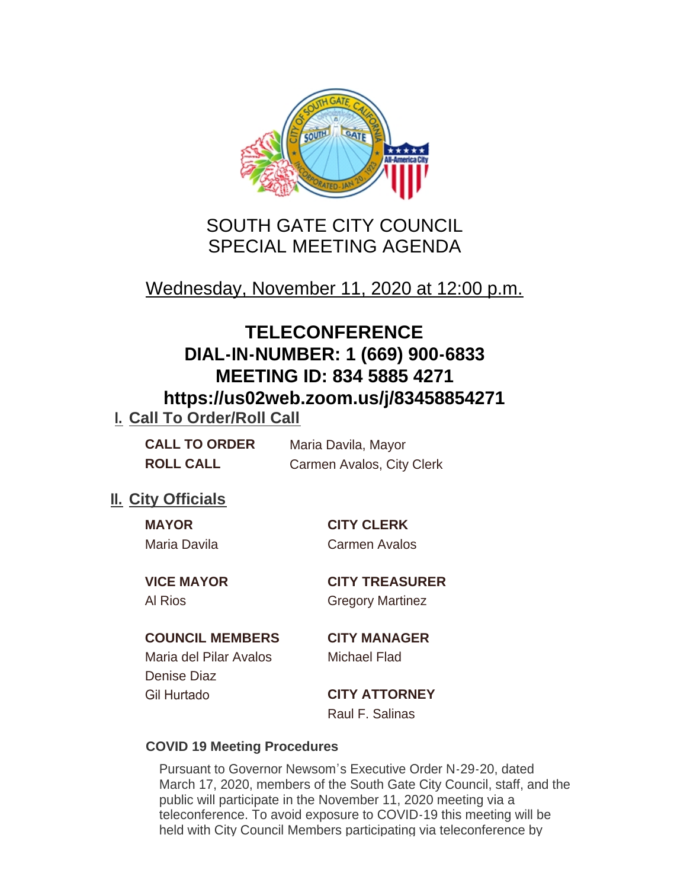# SOUTH GATE CITY COUNCIL
# SPECIAL MEETING AGENDA

Wednesday, November 11, 2020 at 12:00 p.m.

## TELECONFERENCE
## DIAL-IN-NUMBER: 1 (669) 900-6833
## MEETING ID: 834 5885 4271
## https://us02web.zoom.us/j/83458854271

## I. Call To Order/Roll Call

**CALL TO ORDER** Maria Davila, Mayor

**ROLL CALL** Carmen Avalos, City Clerk

## II. City Officials

**MAYOR**
Maria Davila

**VICE MAYOR**
Al Rios

**COUNCIL MEMBERS**
Maria del Pilar Avalos
Denise Diaz
Gil Hurtado

**CITY CLERK**
Carmen Avalos

**CITY TREASURER**
Gregory Martinez

**CITY MANAGER**
Michael Flad

**CITY ATTORNEY**
Raul F. Salinas

**COVID 19 Meeting Procedures**

Pursuant to Governor Newsom's Executive Order N-29-20, dated March 17, 2020, members of the South Gate City Council, staff, and the public will participate in the November 11, 2020 meeting via a teleconference. To avoid exposure to COVID-19 this meeting will be held with City Council Members participating via teleconference by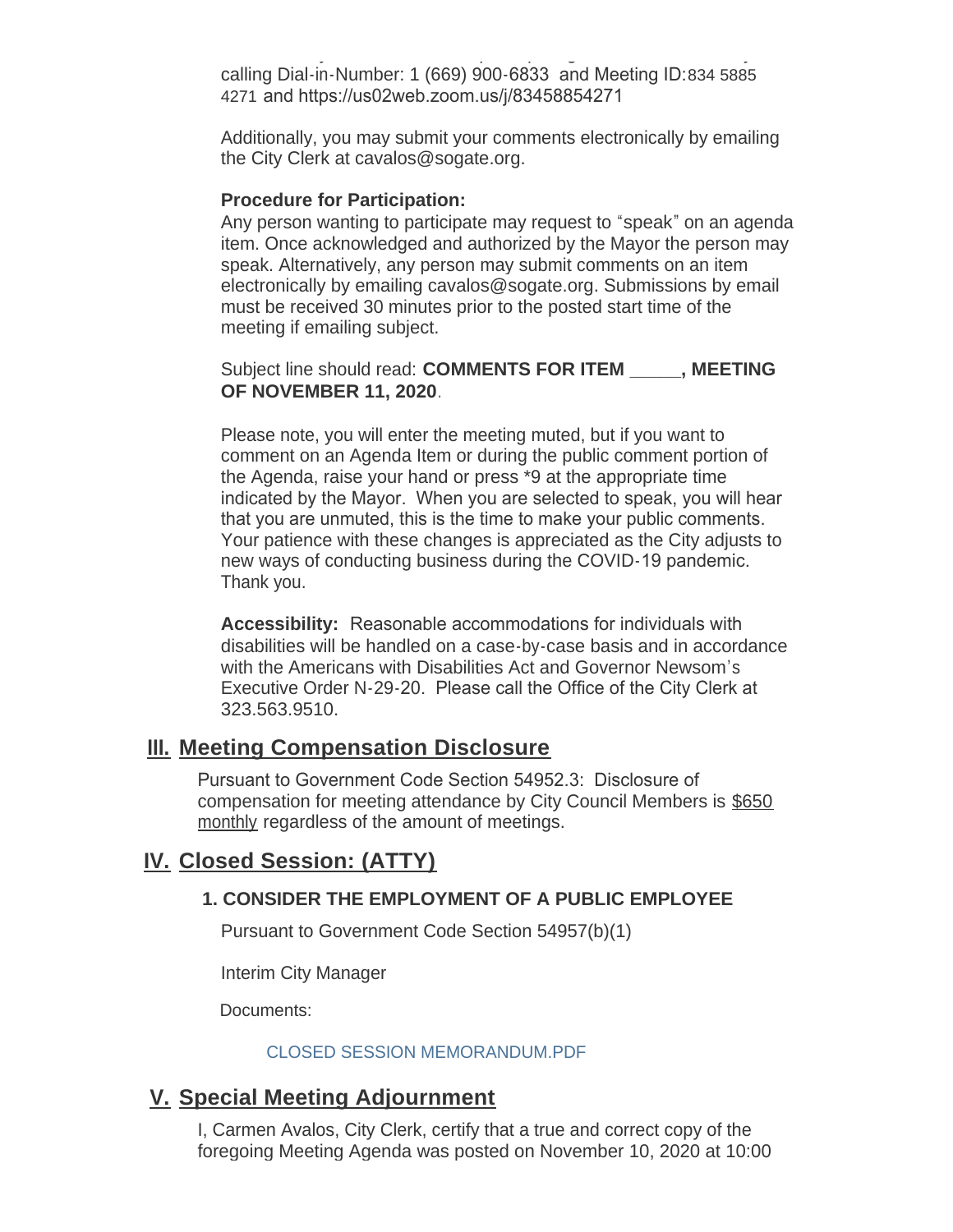calling Dial-in-Number: 1 (669) 900-6833 and Meeting ID: 834 5885 4271 and https://us02web.zoom.us/j/83458854271

Additionally, you may submit your comments electronically by emailing the City Clerk at cavalos@sogate.org.

**Procedure for Participation:**
Any person wanting to participate may request to "speak" on an agenda item. Once acknowledged and authorized by the Mayor the person may speak. Alternatively, any person may submit comments on an item electronically by emailing cavalos@sogate.org. Submissions by email must be received 30 minutes prior to the posted start time of the meeting if emailing subject.

Subject line should read: **COMMENTS FOR ITEM _____, MEETING OF NOVEMBER 11, 2020**.

Please note, you will enter the meeting muted, but if you want to comment on an Agenda Item or during the public comment portion of the Agenda, raise your hand or press *9 at the appropriate time indicated by the Mayor. When you are selected to speak, you will hear that you are unmuted, this is the time to make your public comments. Your patience with these changes is appreciated as the City adjusts to new ways of conducting business during the COVID-19 pandemic. Thank you.

**Accessibility:** Reasonable accommodations for individuals with disabilities will be handled on a case-by-case basis and in accordance with the Americans with Disabilities Act and Governor Newsom's Executive Order N-29-20. Please call the Office of the City Clerk at 323.563.9510.

## III. Meeting Compensation Disclosure

Pursuant to Government Code Section 54952.3: Disclosure of compensation for meeting attendance by City Council Members is $650 monthly regardless of the amount of meetings.

## IV. Closed Session: (ATTY)

### 1. CONSIDER THE EMPLOYMENT OF A PUBLIC EMPLOYEE

Pursuant to Government Code Section 54957(b)(1)

Interim City Manager

Documents:

CLOSED SESSION MEMORANDUM.PDF

## V. Special Meeting Adjournment

I, Carmen Avalos, City Clerk, certify that a true and correct copy of the foregoing Meeting Agenda was posted on November 10, 2020 at 10:00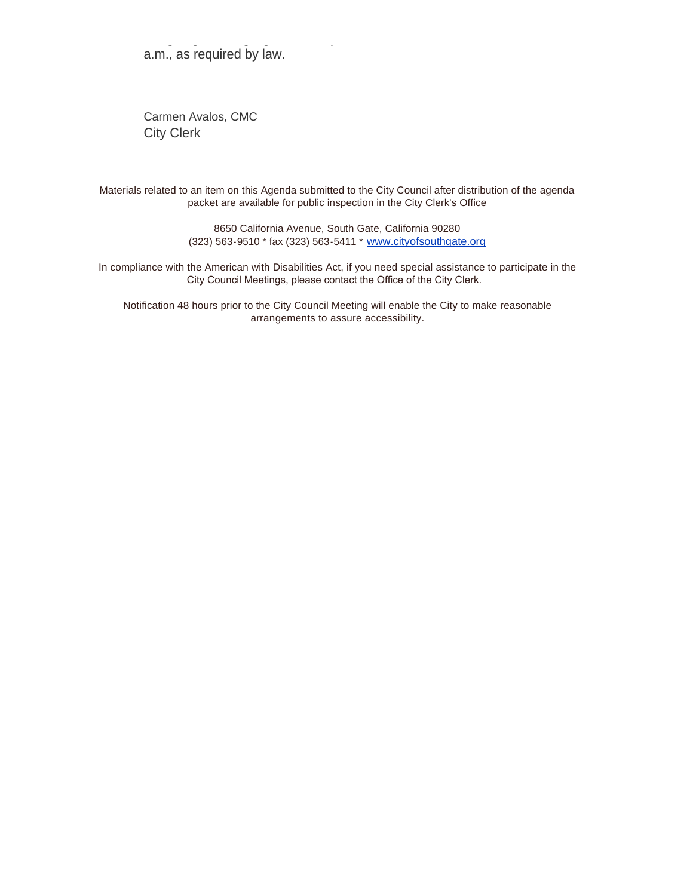a.m., as required by law.

Carmen Avalos, CMC
City Clerk

Materials related to an item on this Agenda submitted to the City Council after distribution of the agenda packet are available for public inspection in the City Clerk's Office

8650 California Avenue, South Gate, California 90280
(323) 563-9510 * fax (323) 563-5411 * www.cityofsouthgate.org

In compliance with the American with Disabilities Act, if you need special assistance to participate in the City Council Meetings, please contact the Office of the City Clerk.

Notification 48 hours prior to the City Council Meeting will enable the City to make reasonable arrangements to assure accessibility.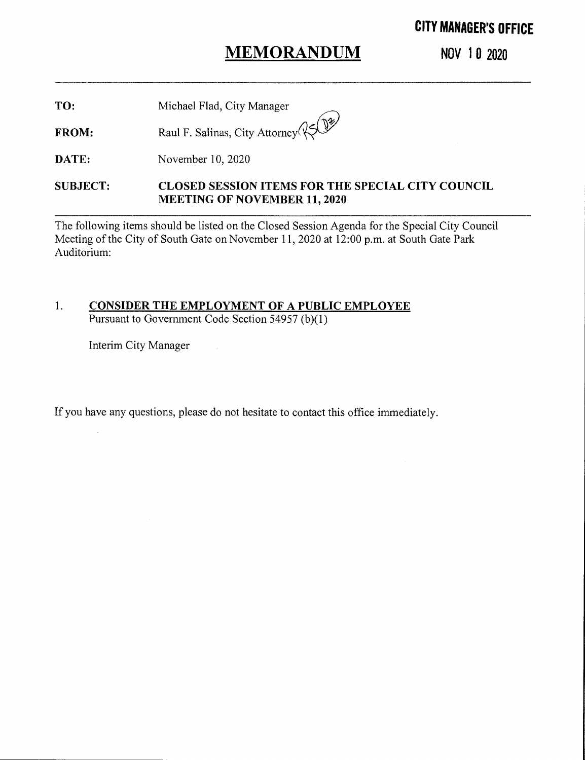**CITY MANAGER'S OFFICE**

# MEMORANDUM

**NOV 10 2020**

---

| | |
|---|---|
| **TO:** | Michael Flad, City Manager |
| **FROM:** | Raul F. Salinas, City Attorney |
| **DATE:** | November 10, 2020 |
| **SUBJECT:** | **CLOSED SESSION ITEMS FOR THE SPECIAL CITY COUNCIL MEETING OF NOVEMBER 11, 2020** |

---

The following items should be listed on the Closed Session Agenda for the Special City Council Meeting of the City of South Gate on November 11, 2020 at 12:00 p.m. at South Gate Park Auditorium:

1. **CONSIDER THE EMPLOYMENT OF A PUBLIC EMPLOYEE**
   Pursuant to Government Code Section 54957 (b)(1)

   Interim City Manager

If you have any questions, please do not hesitate to contact this office immediately.